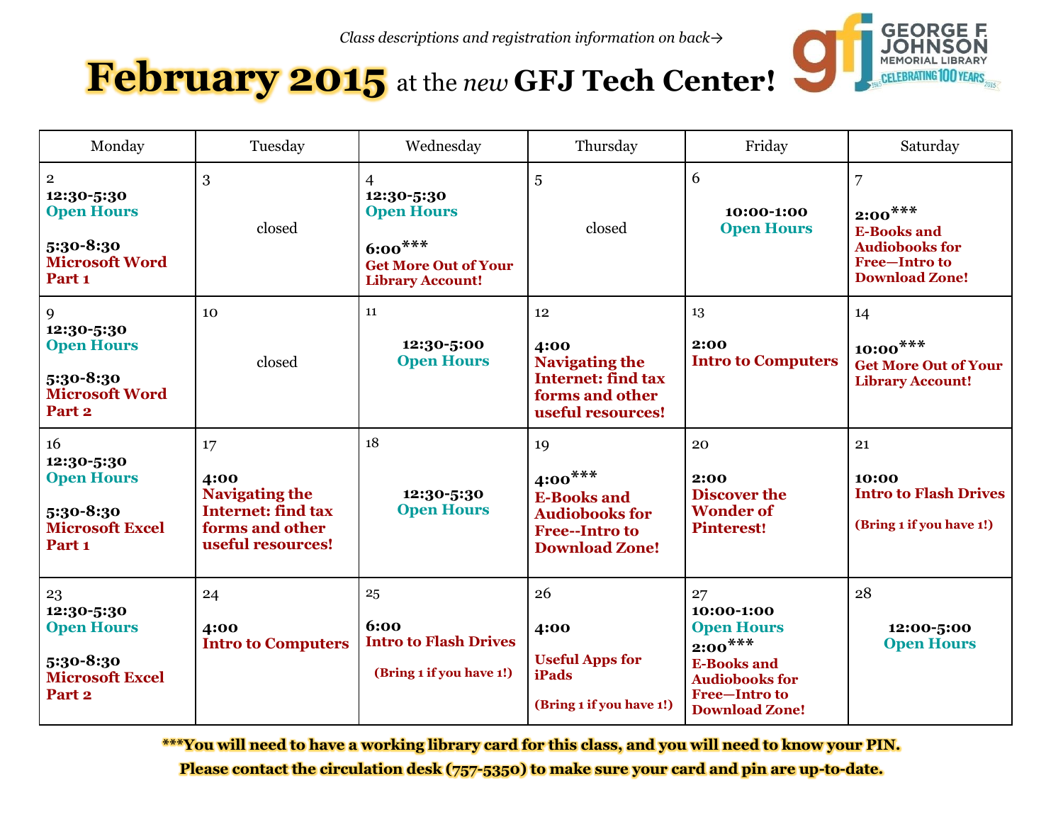*Class descriptions and registration information on back→*

# February 2015 at the *new* GFJ Tech Center!

GEORGE F. JOHNSON MEMORIAL LIBRARY — CELEBRATING 100 YEARS 1915–2015

| Monday | Tuesday | Wednesday | Thursday | Friday | Saturday |
|---|---|---|---|---|---|
| 2<br>**12:30-5:30**<br>**Open Hours**<br><br>**5:30-8:30**<br>**Microsoft Word Part 1** | 3<br><br>closed | 4<br>**12:30-5:30**<br>**Open Hours**<br><br>**6:00*****<br>**Get More Out of Your Library Account!** | 5<br><br>closed | 6<br>**10:00-1:00**<br>**Open Hours** | 7<br>**2:00*****<br>**E-Books and Audiobooks for Free—Intro to Download Zone!** |
| 9<br>**12:30-5:30**<br>**Open Hours**<br><br>**5:30-8:30**<br>**Microsoft Word Part 2** | 10<br><br>closed | 11<br>**12:30-5:00**<br>**Open Hours** | 12<br>**4:00**<br>**Navigating the Internet: find tax forms and other useful resources!** | 13<br>**2:00**<br>**Intro to Computers** | 14<br>**10:00*****<br>**Get More Out of Your Library Account!** |
| 16<br>**12:30-5:30**<br>**Open Hours**<br><br>**5:30-8:30**<br>**Microsoft Excel Part 1** | 17<br>**4:00**<br>**Navigating the Internet: find tax forms and other useful resources!** | 18<br>**12:30-5:30**<br>**Open Hours** | 19<br>**4:00*****<br>**E-Books and Audiobooks for Free--Intro to Download Zone!** | 20<br>**2:00**<br>**Discover the Wonder of Pinterest!** | 21<br>**10:00**<br>**Intro to Flash Drives**<br><br>**(Bring 1 if you have 1!)** |
| 23<br>**12:30-5:30**<br>**Open Hours**<br><br>**5:30-8:30**<br>**Microsoft Excel Part 2** | 24<br>**4:00**<br>**Intro to Computers** | 25<br>**6:00**<br>**Intro to Flash Drives**<br><br>**(Bring 1 if you have 1!)** | 26<br>**4:00**<br><br>**Useful Apps for iPads**<br><br>**(Bring 1 if you have 1!)** | 27<br>**10:00-1:00**<br>**Open Hours**<br>**2:00*****<br>**E-Books and Audiobooks for Free—Intro to Download Zone!** | 28<br>**12:00-5:00**<br>**Open Hours** |

**\*\*\*You will need to have a working library card for this class, and you will need to know your PIN.**
**Please contact the circulation desk (757-5350) to make sure your card and pin are up-to-date.**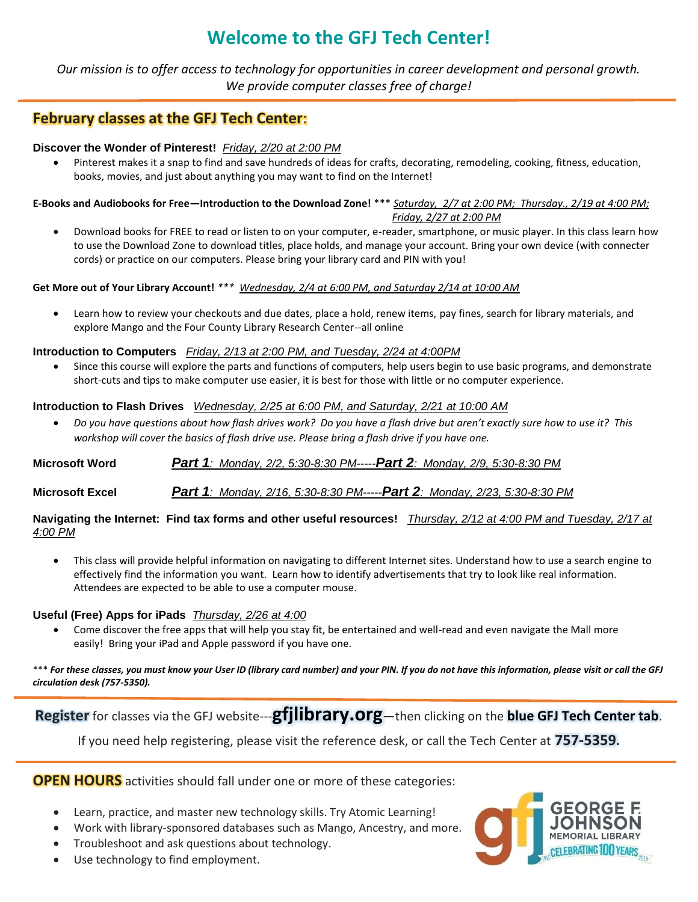# Welcome to the GFJ Tech Center!

*Our mission is to offer access to technology for opportunities in career development and personal growth. We provide computer classes free of charge!*

## February classes at the GFJ Tech Center:

**Discover the Wonder of Pinterest!** *Friday, 2/20 at 2:00 PM*

- Pinterest makes it a snap to find and save hundreds of ideas for crafts, decorating, remodeling, cooking, fitness, education, books, movies, and just about anything you may want to find on the Internet!

**E-Books and Audiobooks for Free—Introduction to the Download Zone!** *** *Saturday, 2/7 at 2:00 PM; Thursday., 2/19 at 4:00 PM; Friday, 2/27 at 2:00 PM*

- Download books for FREE to read or listen to on your computer, e-reader, smartphone, or music player. In this class learn how to use the Download Zone to download titles, place holds, and manage your account. Bring your own device (with connecter cords) or practice on our computers. Please bring your library card and PIN with you!

**Get More out of Your Library Account!** *** *Wednesday, 2/4 at 6:00 PM, and Saturday 2/14 at 10:00 AM*

- Learn how to review your checkouts and due dates, place a hold, renew items, pay fines, search for library materials, and explore Mango and the Four County Library Research Center--all online

**Introduction to Computers** *Friday, 2/13 at 2:00 PM, and Tuesday, 2/24 at 4:00PM*

- Since this course will explore the parts and functions of computers, help users begin to use basic programs, and demonstrate short-cuts and tips to make computer use easier, it is best for those with little or no computer experience.

**Introduction to Flash Drives** *Wednesday, 2/25 at 6:00 PM, and Saturday, 2/21 at 10:00 AM*

- *Do you have questions about how flash drives work? Do you have a flash drive but aren't exactly sure how to use it? This workshop will cover the basics of flash drive use. Please bring a flash drive if you have one.*

**Microsoft Word** ***Part 1****: Monday, 2/2, 5:30-8:30 PM-----****Part 2****: Monday, 2/9, 5:30-8:30 PM*

**Microsoft Excel** ***Part 1****: Monday, 2/16, 5:30-8:30 PM-----****Part 2****: Monday, 2/23, 5:30-8:30 PM*

**Navigating the Internet: Find tax forms and other useful resources!** *Thursday, 2/12 at 4:00 PM and Tuesday, 2/17 at 4:00 PM*

- This class will provide helpful information on navigating to different Internet sites. Understand how to use a search engine to effectively find the information you want. Learn how to identify advertisements that try to look like real information. Attendees are expected to be able to use a computer mouse.

**Useful (Free) Apps for iPads** *Thursday, 2/26 at 4:00*

- Come discover the free apps that will help you stay fit, be entertained and well-read and even navigate the Mall more easily! Bring your iPad and Apple password if you have one.

*** ***For these classes, you must know your User ID (library card number) and your PIN. If you do not have this information, please visit or call the GFJ circulation desk (757-5350).***

---

**Register** for classes via the GFJ website---**gfjlibrary.org**—then clicking on the **blue GFJ Tech Center tab**.

If you need help registering, please visit the reference desk, or call the Tech Center at **757-5359.**

---

**OPEN HOURS** activities should fall under one or more of these categories:

- Learn, practice, and master new technology skills. Try Atomic Learning!
- Work with library-sponsored databases such as Mango, Ancestry, and more.
- Troubleshoot and ask questions about technology.
- Use technology to find employment.

GEORGE F. JOHNSON MEMORIAL LIBRARY
CELEBRATING 100 YEARS 1915 2015